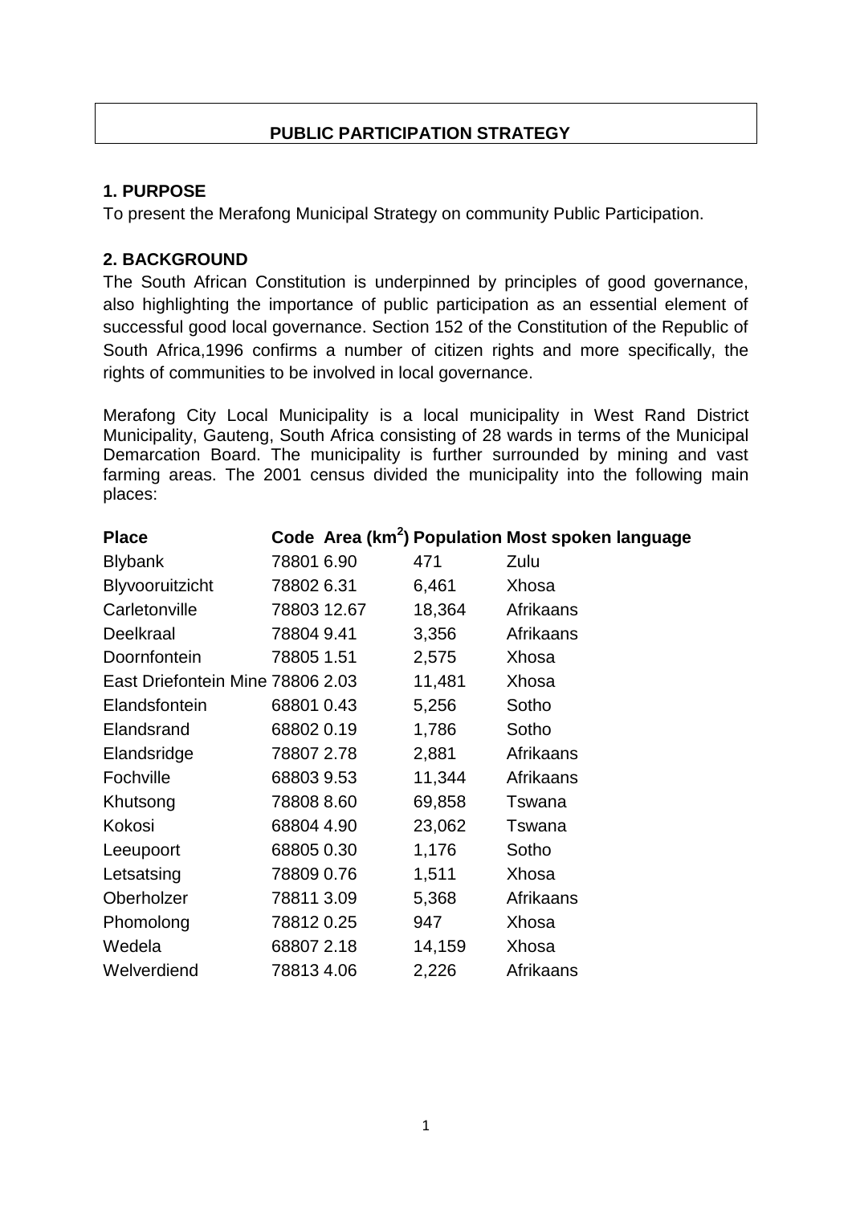# PUBLIC PARTICIPATION STRATEGY

## 1. PURPOSE

To present the Merafong Municipal Strategy on community Public Participation.

## 2. BACKGROUND

The South African Constitution is underpinned by principles of good governance, also highlighting the importance of public participation as an essential element of successful good local governance. Section 152 of the Constitution of the Republic of South Africa,1996 confirms a number of citizen rights and more specifically, the rights of communities to be involved in local governance.

Merafong City Local Municipality is a local municipality in West Rand District Municipality, Gauteng, South Africa consisting of 28 wards in terms of the Municipal Demarcation Board. The municipality is further surrounded by mining and vast farming areas. The 2001 census divided the municipality into the following main places:

| Place | Code | Area (km$^2$) | Population | Most spoken language |
|---|---|---|---|---|
| Blybank | 78801 | 6.90 | 471 | Zulu |
| Blyvooruitzicht | 78802 | 6.31 | 6,461 | Xhosa |
| Carletonville | 78803 | 12.67 | 18,364 | Afrikaans |
| Deelkraal | 78804 | 9.41 | 3,356 | Afrikaans |
| Doornfontein | 78805 | 1.51 | 2,575 | Xhosa |
| East Driefontein Mine | 78806 | 2.03 | 11,481 | Xhosa |
| Elandsfontein | 68801 | 0.43 | 5,256 | Sotho |
| Elandsrand | 68802 | 0.19 | 1,786 | Sotho |
| Elandsridge | 78807 | 2.78 | 2,881 | Afrikaans |
| Fochville | 68803 | 9.53 | 11,344 | Afrikaans |
| Khutsong | 78808 | 8.60 | 69,858 | Tswana |
| Kokosi | 68804 | 4.90 | 23,062 | Tswana |
| Leeupoort | 68805 | 0.30 | 1,176 | Sotho |
| Letsatsing | 78809 | 0.76 | 1,511 | Xhosa |
| Oberholzer | 78811 | 3.09 | 5,368 | Afrikaans |
| Phomolong | 78812 | 0.25 | 947 | Xhosa |
| Wedela | 68807 | 2.18 | 14,159 | Xhosa |
| Welverdiend | 78813 | 4.06 | 2,226 | Afrikaans |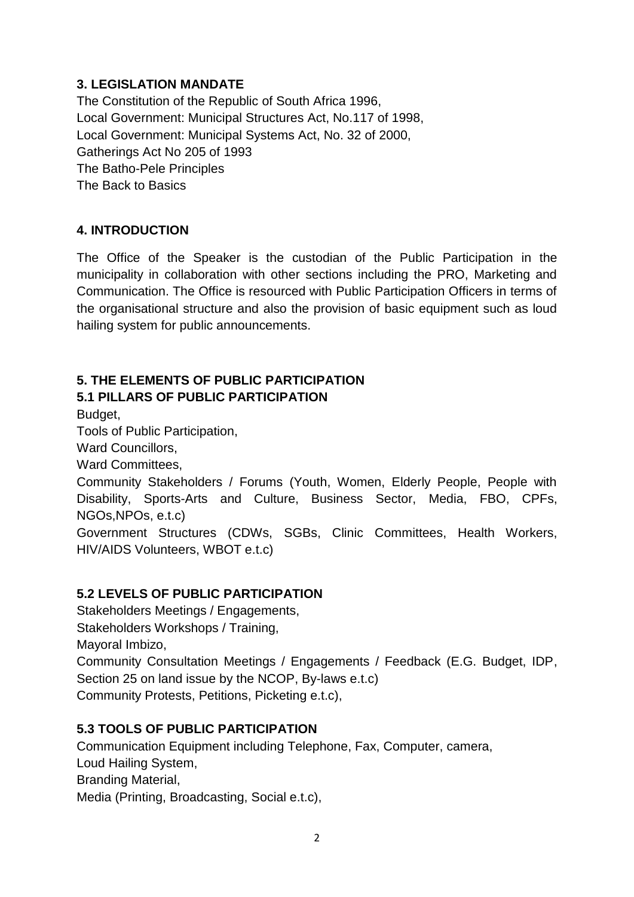## 3. LEGISLATION MANDATE

The Constitution of the Republic of South Africa 1996,
Local Government: Municipal Structures Act, No.117 of 1998,
Local Government: Municipal Systems Act, No. 32 of 2000,
Gatherings Act No 205 of 1993
The Batho-Pele Principles
The Back to Basics

## 4. INTRODUCTION

The Office of the Speaker is the custodian of the Public Participation in the municipality in collaboration with other sections including the PRO, Marketing and Communication. The Office is resourced with Public Participation Officers in terms of the organisational structure and also the provision of basic equipment such as loud hailing system for public announcements.

## 5. THE ELEMENTS OF PUBLIC PARTICIPATION

### 5.1 PILLARS OF PUBLIC PARTICIPATION

Budget,
Tools of Public Participation,
Ward Councillors,
Ward Committees,
Community Stakeholders / Forums (Youth, Women, Elderly People, People with Disability, Sports-Arts and Culture, Business Sector, Media, FBO, CPFs, NGOs,NPOs, e.t.c)
Government Structures (CDWs, SGBs, Clinic Committees, Health Workers, HIV/AIDS Volunteers, WBOT e.t.c)

### 5.2 LEVELS OF PUBLIC PARTICIPATION

Stakeholders Meetings / Engagements,
Stakeholders Workshops / Training,
Mayoral Imbizo,
Community Consultation Meetings / Engagements / Feedback (E.G. Budget, IDP, Section 25 on land issue by the NCOP, By-laws e.t.c)
Community Protests, Petitions, Picketing e.t.c),

### 5.3 TOOLS OF PUBLIC PARTICIPATION

Communication Equipment including Telephone, Fax, Computer, camera,
Loud Hailing System,
Branding Material,
Media (Printing, Broadcasting, Social e.t.c),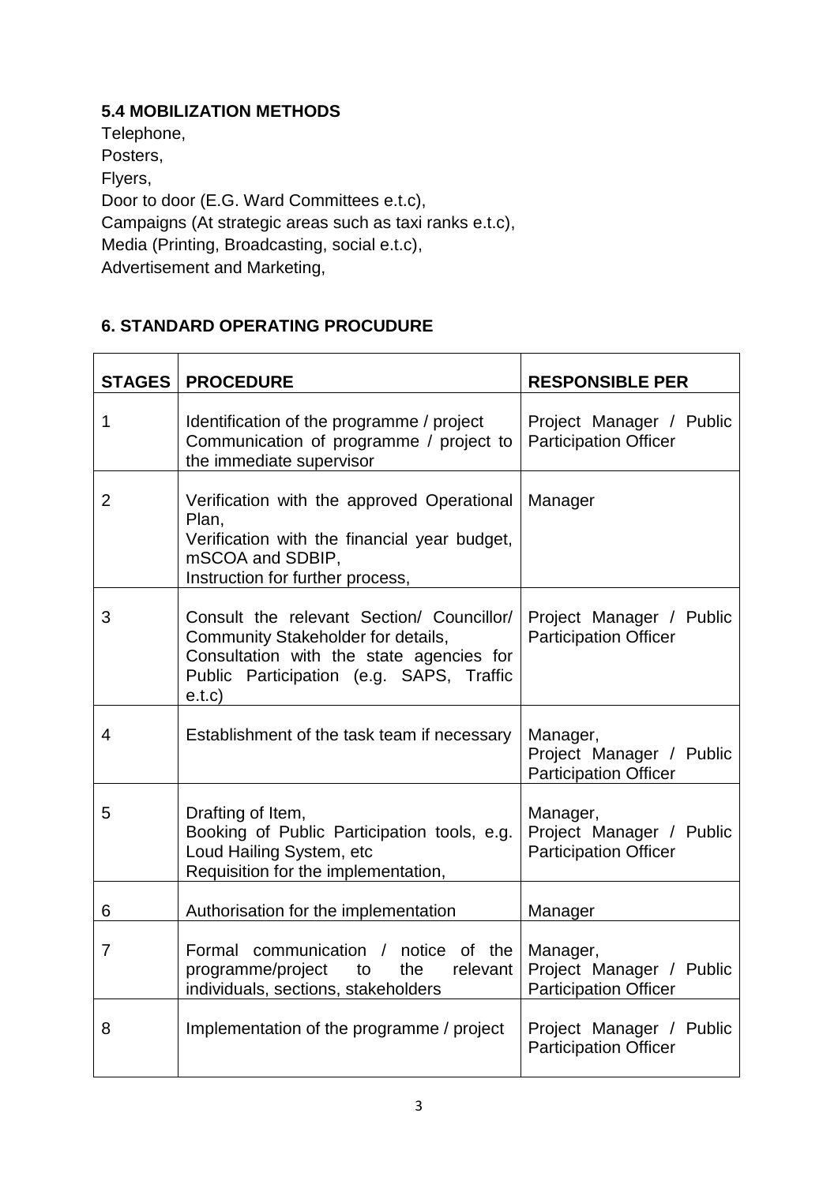### 5.4 MOBILIZATION METHODS

Telephone,
Posters,
Flyers,
Door to door (E.G. Ward Committees e.t.c),
Campaigns (At strategic areas such as taxi ranks e.t.c),
Media (Printing, Broadcasting, social e.t.c),
Advertisement and Marketing,

## 6. STANDARD OPERATING PROCUDURE

| STAGES | PROCEDURE | RESPONSIBLE PER |
|---|---|---|
| 1 | Identification of the programme / project<br>Communication of programme / project to the immediate supervisor | Project Manager / Public Participation Officer |
| 2 | Verification with the approved Operational Plan,<br>Verification with the financial year budget, mSCOA and SDBIP,<br>Instruction for further process, | Manager |
| 3 | Consult the relevant Section/ Councillor/ Community Stakeholder for details,<br>Consultation with the state agencies for Public Participation (e.g. SAPS, Traffic e.t.c) | Project Manager / Public Participation Officer |
| 4 | Establishment of the task team if necessary | Manager,<br>Project Manager / Public Participation Officer |
| 5 | Drafting of Item,<br>Booking of Public Participation tools, e.g. Loud Hailing System, etc<br>Requisition for the implementation, | Manager,<br>Project Manager / Public Participation Officer |
| 6 | Authorisation for the implementation | Manager |
| 7 | Formal communication / notice of the programme/project to the relevant individuals, sections, stakeholders | Manager,<br>Project Manager / Public Participation Officer |
| 8 | Implementation of the programme / project | Project Manager / Public Participation Officer |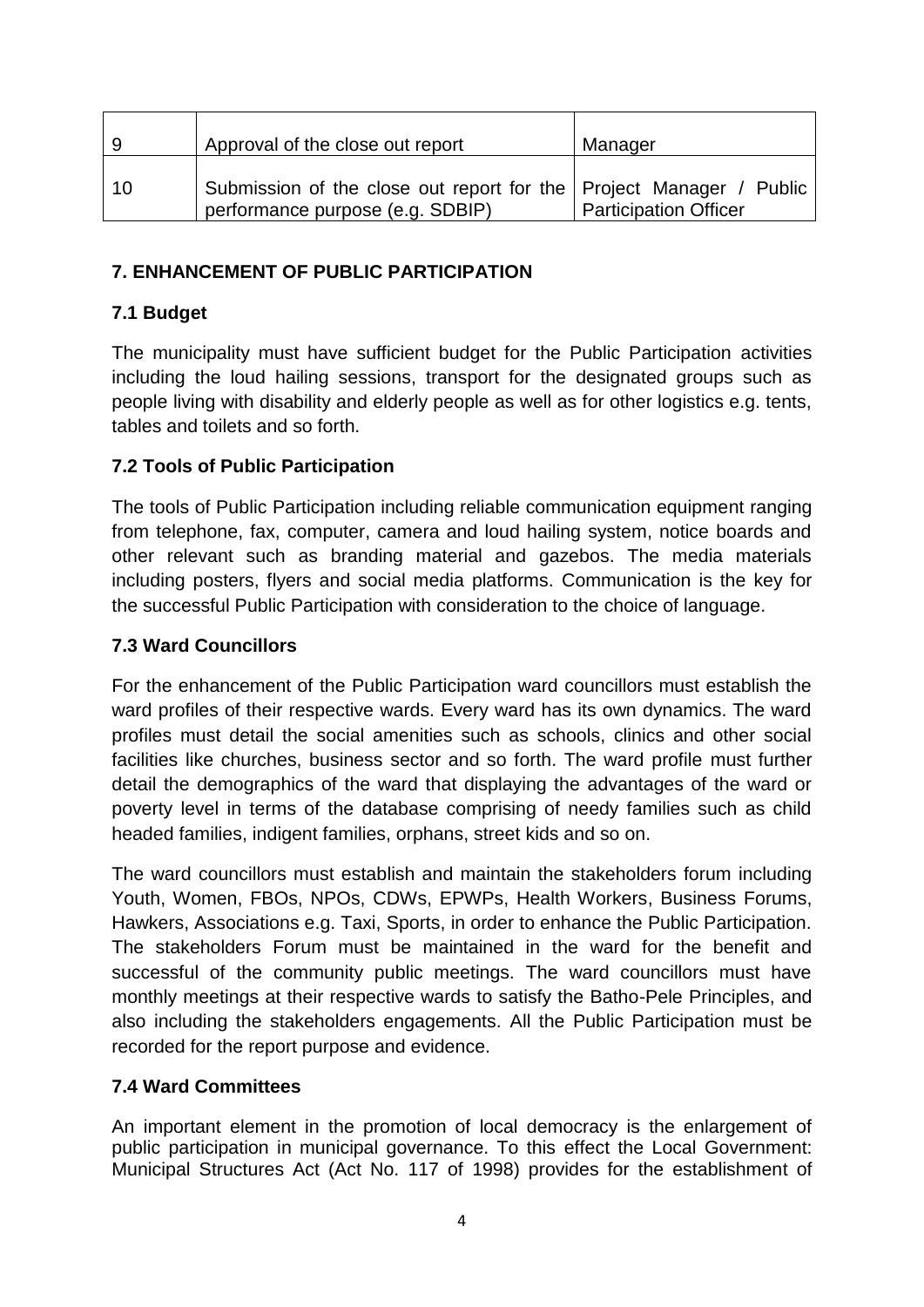| 9 | Approval of the close out report | Manager |
|---|---|---|
| 10 | Submission of the close out report for the performance purpose (e.g. SDBIP) | Project Manager / Public Participation Officer |

## 7. ENHANCEMENT OF PUBLIC PARTICIPATION

### 7.1 Budget

The municipality must have sufficient budget for the Public Participation activities including the loud hailing sessions, transport for the designated groups such as people living with disability and elderly people as well as for other logistics e.g. tents, tables and toilets and so forth.

### 7.2 Tools of Public Participation

The tools of Public Participation including reliable communication equipment ranging from telephone, fax, computer, camera and loud hailing system, notice boards and other relevant such as branding material and gazebos. The media materials including posters, flyers and social media platforms. Communication is the key for the successful Public Participation with consideration to the choice of language.

### 7.3 Ward Councillors

For the enhancement of the Public Participation ward councillors must establish the ward profiles of their respective wards. Every ward has its own dynamics. The ward profiles must detail the social amenities such as schools, clinics and other social facilities like churches, business sector and so forth. The ward profile must further detail the demographics of the ward that displaying the advantages of the ward or poverty level in terms of the database comprising of needy families such as child headed families, indigent families, orphans, street kids and so on.

The ward councillors must establish and maintain the stakeholders forum including Youth, Women, FBOs, NPOs, CDWs, EPWPs, Health Workers, Business Forums, Hawkers, Associations e.g. Taxi, Sports, in order to enhance the Public Participation. The stakeholders Forum must be maintained in the ward for the benefit and successful of the community public meetings. The ward councillors must have monthly meetings at their respective wards to satisfy the Batho-Pele Principles, and also including the stakeholders engagements. All the Public Participation must be recorded for the report purpose and evidence.

### 7.4 Ward Committees

An important element in the promotion of local democracy is the enlargement of public participation in municipal governance. To this effect the Local Government: Municipal Structures Act (Act No. 117 of 1998) provides for the establishment of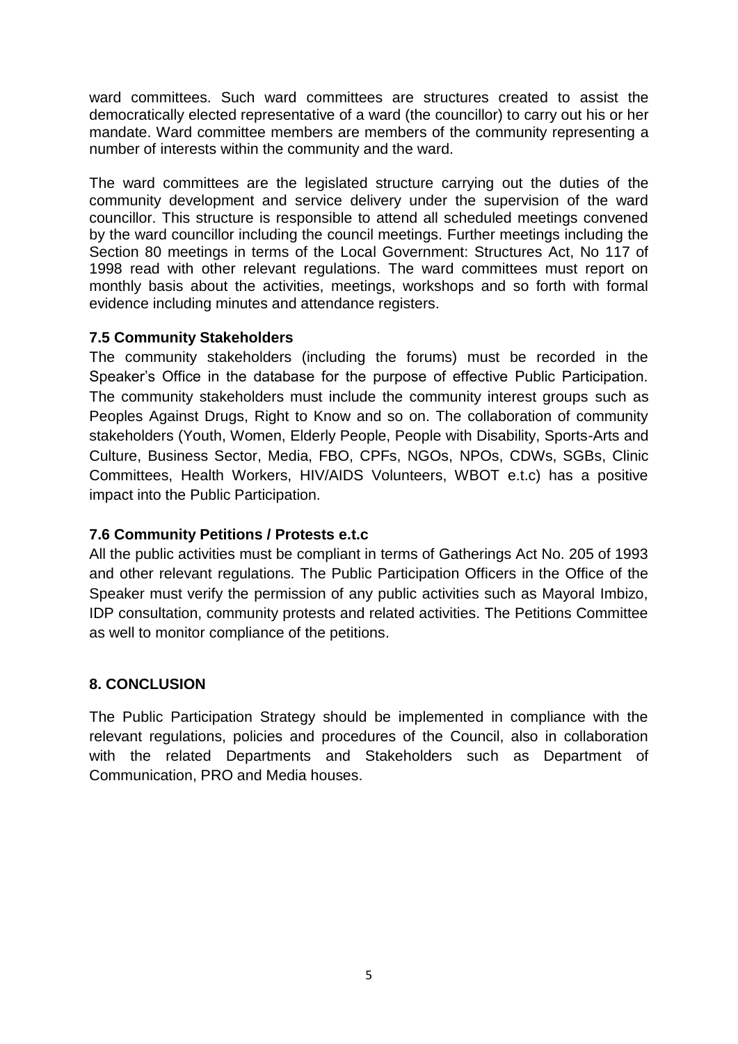ward committees. Such ward committees are structures created to assist the democratically elected representative of a ward (the councillor) to carry out his or her mandate. Ward committee members are members of the community representing a number of interests within the community and the ward.

The ward committees are the legislated structure carrying out the duties of the community development and service delivery under the supervision of the ward councillor. This structure is responsible to attend all scheduled meetings convened by the ward councillor including the council meetings. Further meetings including the Section 80 meetings in terms of the Local Government: Structures Act, No 117 of 1998 read with other relevant regulations. The ward committees must report on monthly basis about the activities, meetings, workshops and so forth with formal evidence including minutes and attendance registers.

### 7.5 Community Stakeholders

The community stakeholders (including the forums) must be recorded in the Speaker's Office in the database for the purpose of effective Public Participation. The community stakeholders must include the community interest groups such as Peoples Against Drugs, Right to Know and so on. The collaboration of community stakeholders (Youth, Women, Elderly People, People with Disability, Sports-Arts and Culture, Business Sector, Media, FBO, CPFs, NGOs, NPOs, CDWs, SGBs, Clinic Committees, Health Workers, HIV/AIDS Volunteers, WBOT e.t.c) has a positive impact into the Public Participation.

### 7.6 Community Petitions / Protests e.t.c

All the public activities must be compliant in terms of Gatherings Act No. 205 of 1993 and other relevant regulations. The Public Participation Officers in the Office of the Speaker must verify the permission of any public activities such as Mayoral Imbizo, IDP consultation, community protests and related activities. The Petitions Committee as well to monitor compliance of the petitions.

## 8. CONCLUSION

The Public Participation Strategy should be implemented in compliance with the relevant regulations, policies and procedures of the Council, also in collaboration with the related Departments and Stakeholders such as Department of Communication, PRO and Media houses.